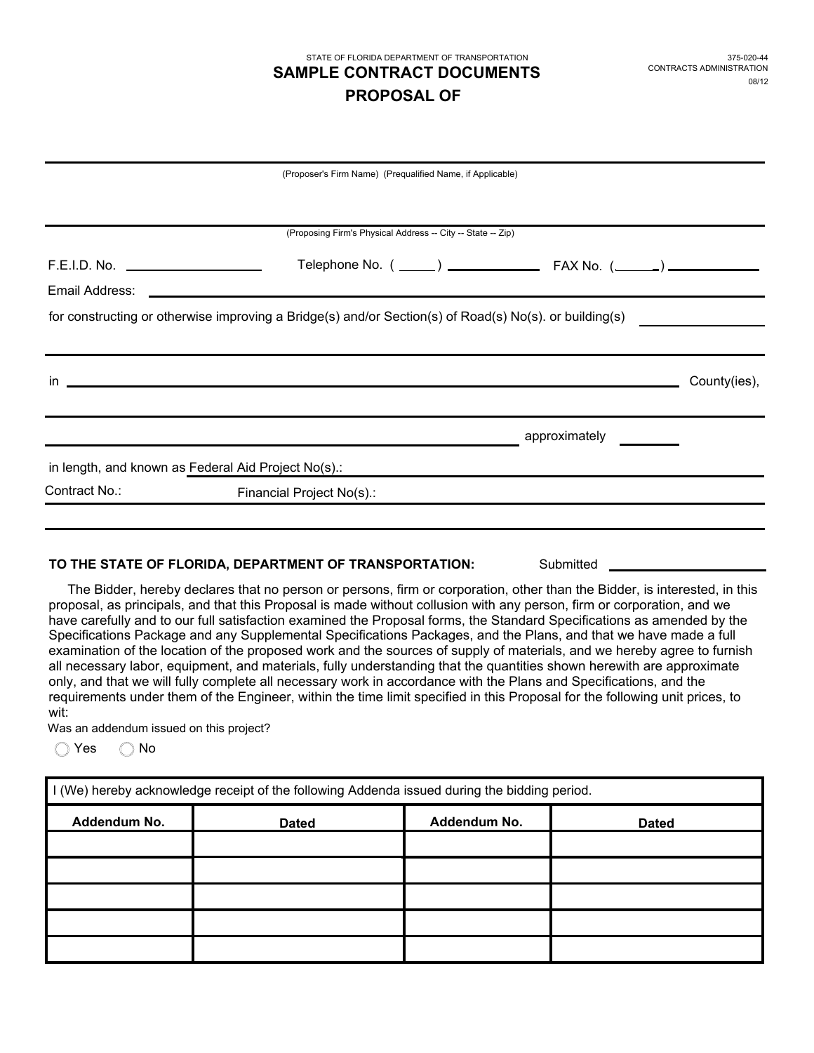STATE OF FLORIDA DEPARTMENT OF TRANSPORTATION

375-020-44
CONTRACTS ADMINISTRATION
08/12

# SAMPLE CONTRACT DOCUMENTS

## PROPOSAL OF

______________________________________________

(Proposer's Firm Name) (Prequalified Name, if Applicable)

______________________________________________

(Proposing Firm's Physical Address -- City -- State -- Zip)

F.E.I.D. No. ____________ Telephone No. ( ____ ) ____________ FAX No. ( ____ ) ____________

Email Address: ____________________________________________

for constructing or otherwise improving a Bridge(s) and/or Section(s) of Road(s) No(s). or building(s) ____________

______________________________________________

in ______________________________________________ County(ies),

______________________________________________

______________________________________________ approximately ________

in length, and known as Federal Aid Project No(s).: ____________

Contract No.: Financial Project No(s).: ____________

______________________________________________

**TO THE STATE OF FLORIDA, DEPARTMENT OF TRANSPORTATION:** Submitted ____________

The Bidder, hereby declares that no person or persons, firm or corporation, other than the Bidder, is interested, in this proposal, as principals, and that this Proposal is made without collusion with any person, firm or corporation, and we have carefully and to our full satisfaction examined the Proposal forms, the Standard Specifications as amended by the Specifications Package and any Supplemental Specifications Packages, and the Plans, and that we have made a full examination of the location of the proposed work and the sources of supply of materials, and we hereby agree to furnish all necessary labor, equipment, and materials, fully understanding that the quantities shown herewith are approximate only, and that we will fully complete all necessary work in accordance with the Plans and Specifications, and the requirements under them of the Engineer, within the time limit specified in this Proposal for the following unit prices, to wit:

Was an addendum issued on this project?

◯ Yes ◯ No

I (We) hereby acknowledge receipt of the following Addenda issued during the bidding period.

| Addendum No. | Dated | Addendum No. | Dated |
|---|---|---|---|
| | | | |
| | | | |
| | | | |
| | | | |
| | | | |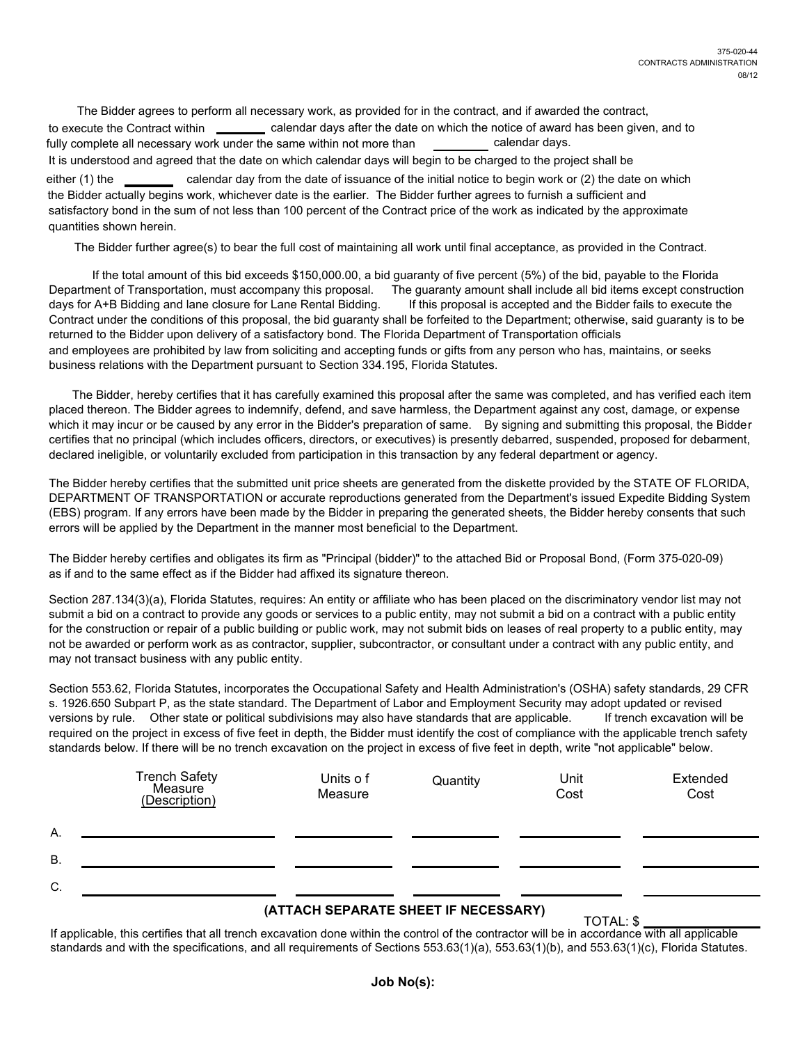The Bidder agrees to perform all necessary work, as provided for in the contract, and if awarded the contract, to execute the Contract within ________ calendar days after the date on which the notice of award has been given, and to fully complete all necessary work under the same within not more than ________ calendar days.

It is understood and agreed that the date on which calendar days will begin to be charged to the project shall be either (1) the ________ calendar day from the date of issuance of the initial notice to begin work or (2) the date on which the Bidder actually begins work, whichever date is the earlier. The Bidder further agrees to furnish a sufficient and satisfactory bond in the sum of not less than 100 percent of the Contract price of the work as indicated by the approximate quantities shown herein.

The Bidder further agree(s) to bear the full cost of maintaining all work until final acceptance, as provided in the Contract.

If the total amount of this bid exceeds $150,000.00, a bid guaranty of five percent (5%) of the bid, payable to the Florida Department of Transportation, must accompany this proposal. The guaranty amount shall include all bid items except construction days for A+B Bidding and lane closure for Lane Rental Bidding. If this proposal is accepted and the Bidder fails to execute the Contract under the conditions of this proposal, the bid guaranty shall be forfeited to the Department; otherwise, said guaranty is to be returned to the Bidder upon delivery of a satisfactory bond. The Florida Department of Transportation officials and employees are prohibited by law from soliciting and accepting funds or gifts from any person who has, maintains, or seeks business relations with the Department pursuant to Section 334.195, Florida Statutes.

The Bidder, hereby certifies that it has carefully examined this proposal after the same was completed, and has verified each item placed thereon. The Bidder agrees to indemnify, defend, and save harmless, the Department against any cost, damage, or expense which it may incur or be caused by any error in the Bidder's preparation of same. By signing and submitting this proposal, the Bidder certifies that no principal (which includes officers, directors, or executives) is presently debarred, suspended, proposed for debarment, declared ineligible, or voluntarily excluded from participation in this transaction by any federal department or agency.

The Bidder hereby certifies that the submitted unit price sheets are generated from the diskette provided by the STATE OF FLORIDA, DEPARTMENT OF TRANSPORTATION or accurate reproductions generated from the Department's issued Expedite Bidding System (EBS) program. If any errors have been made by the Bidder in preparing the generated sheets, the Bidder hereby consents that such errors will be applied by the Department in the manner most beneficial to the Department.

The Bidder hereby certifies and obligates its firm as "Principal (bidder)" to the attached Bid or Proposal Bond, (Form 375-020-09) as if and to the same effect as if the Bidder had affixed its signature thereon.

Section 287.134(3)(a), Florida Statutes, requires: An entity or affiliate who has been placed on the discriminatory vendor list may not submit a bid on a contract to provide any goods or services to a public entity, may not submit a bid on a contract with a public entity for the construction or repair of a public building or public work, may not submit bids on leases of real property to a public entity, may not be awarded or perform work as contractor, supplier, subcontractor, or consultant under a contract with any public entity, and may not transact business with any public entity.

Section 553.62, Florida Statutes, incorporates the Occupational Safety and Health Administration's (OSHA) safety standards, 29 CFR s. 1926.650 Subpart P, as the state standard. The Department of Labor and Employment Security may adopt updated or revised versions by rule. Other state or political subdivisions may also have standards that are applicable. If trench excavation will be required on the project in excess of five feet in depth, the Bidder must identify the cost of compliance with the applicable trench safety standards below. If there will be no trench excavation on the project in excess of five feet in depth, write "not applicable" below.

| | Trench Safety Measure (Description) | Units of Measure | Quantity | Unit Cost | Extended Cost |
|---|---|---|---|---|---|
| A. | | | | | |
| B. | | | | | |
| C. | | | | | |

**(ATTACH SEPARATE SHEET IF NECESSARY)**

TOTAL: $ ________

If applicable, this certifies that all trench excavation done within the control of the contractor will be in accordance with all applicable standards and with the specifications, and all requirements of Sections 553.63(1)(a), 553.63(1)(b), and 553.63(1)(c), Florida Statutes.

**Job No(s):**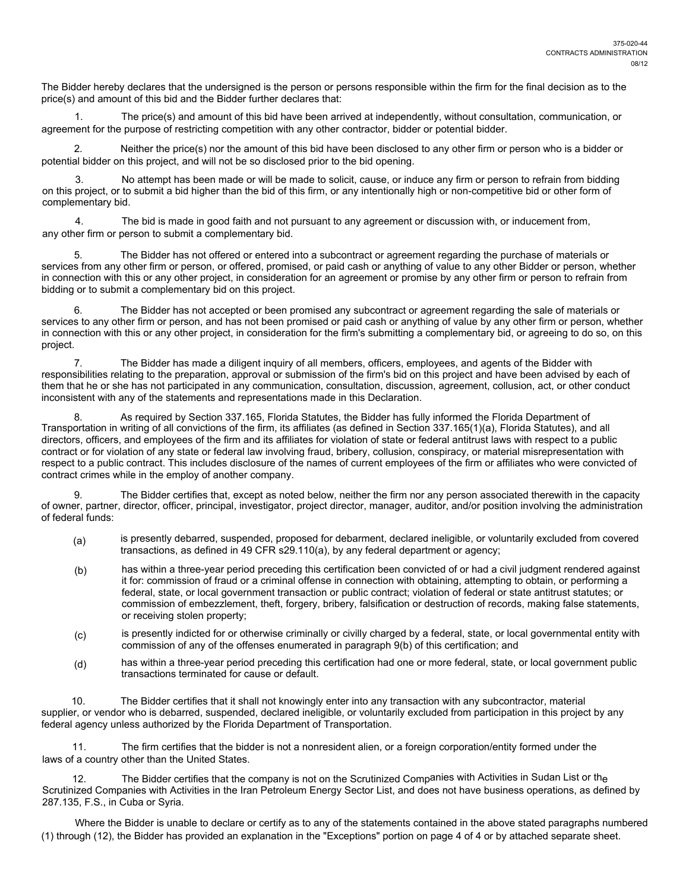The Bidder hereby declares that the undersigned is the person or persons responsible within the firm for the final decision as to the price(s) and amount of this bid and the Bidder further declares that:

1. The price(s) and amount of this bid have been arrived at independently, without consultation, communication, or agreement for the purpose of restricting competition with any other contractor, bidder or potential bidder.

2. Neither the price(s) nor the amount of this bid have been disclosed to any other firm or person who is a bidder or potential bidder on this project, and will not be so disclosed prior to the bid opening.

3. No attempt has been made or will be made to solicit, cause, or induce any firm or person to refrain from bidding on this project, or to submit a bid higher than the bid of this firm, or any intentionally high or non-competitive bid or other form of complementary bid.

4. The bid is made in good faith and not pursuant to any agreement or discussion with, or inducement from, any other firm or person to submit a complementary bid.

5. The Bidder has not offered or entered into a subcontract or agreement regarding the purchase of materials or services from any other firm or person, or offered, promised, or paid cash or anything of value to any other Bidder or person, whether in connection with this or any other project, in consideration for an agreement or promise by any other firm or person to refrain from bidding or to submit a complementary bid on this project.

6. The Bidder has not accepted or been promised any subcontract or agreement regarding the sale of materials or services to any other firm or person, and has not been promised or paid cash or anything of value by any other firm or person, whether in connection with this or any other project, in consideration for the firm's submitting a complementary bid, or agreeing to do so, on this project.

7. The Bidder has made a diligent inquiry of all members, officers, employees, and agents of the Bidder with responsibilities relating to the preparation, approval or submission of the firm's bid on this project and have been advised by each of them that he or she has not participated in any communication, consultation, discussion, agreement, collusion, act, or other conduct inconsistent with any of the statements and representations made in this Declaration.

8. As required by Section 337.165, Florida Statutes, the Bidder has fully informed the Florida Department of Transportation in writing of all convictions of the firm, its affiliates (as defined in Section 337.165(1)(a), Florida Statutes), and all directors, officers, and employees of the firm and its affiliates for violation of state or federal antitrust laws with respect to a public contract or for violation of any state or federal law involving fraud, bribery, collusion, conspiracy, or material misrepresentation with respect to a public contract. This includes disclosure of the names of current employees of the firm or affiliates who were convicted of contract crimes while in the employ of another company.

9. The Bidder certifies that, except as noted below, neither the firm nor any person associated therewith in the capacity of owner, partner, director, officer, principal, investigator, project director, manager, auditor, and/or position involving the administration of federal funds:

   (a) is presently debarred, suspended, proposed for debarment, declared ineligible, or voluntarily excluded from covered transactions, as defined in 49 CFR s29.110(a), by any federal department or agency;

   (b) has within a three-year period preceding this certification been convicted of or had a civil judgment rendered against it for: commission of fraud or a criminal offense in connection with obtaining, attempting to obtain, or performing a federal, state, or local government transaction or public contract; violation of federal or state antitrust statutes; or commission of embezzlement, theft, forgery, bribery, falsification or destruction of records, making false statements, or receiving stolen property;

   (c) is presently indicted for or otherwise criminally or civilly charged by a federal, state, or local governmental entity with commission of any of the offenses enumerated in paragraph 9(b) of this certification; and

   (d) has within a three-year period preceding this certification had one or more federal, state, or local government public transactions terminated for cause or default.

10. The Bidder certifies that it shall not knowingly enter into any transaction with any subcontractor, material supplier, or vendor who is debarred, suspended, declared ineligible, or voluntarily excluded from participation in this project by any federal agency unless authorized by the Florida Department of Transportation.

11. The firm certifies that the bidder is not a nonresident alien, or a foreign corporation/entity formed under the laws of a country other than the United States.

12. The Bidder certifies that the company is not on the Scrutinized Companies with Activities in Sudan List or the Scrutinized Companies with Activities in the Iran Petroleum Energy Sector List, and does not have business operations, as defined by 287.135, F.S., in Cuba or Syria.

Where the Bidder is unable to declare or certify as to any of the statements contained in the above stated paragraphs numbered (1) through (12), the Bidder has provided an explanation in the "Exceptions" portion on page 4 of 4 or by attached separate sheet.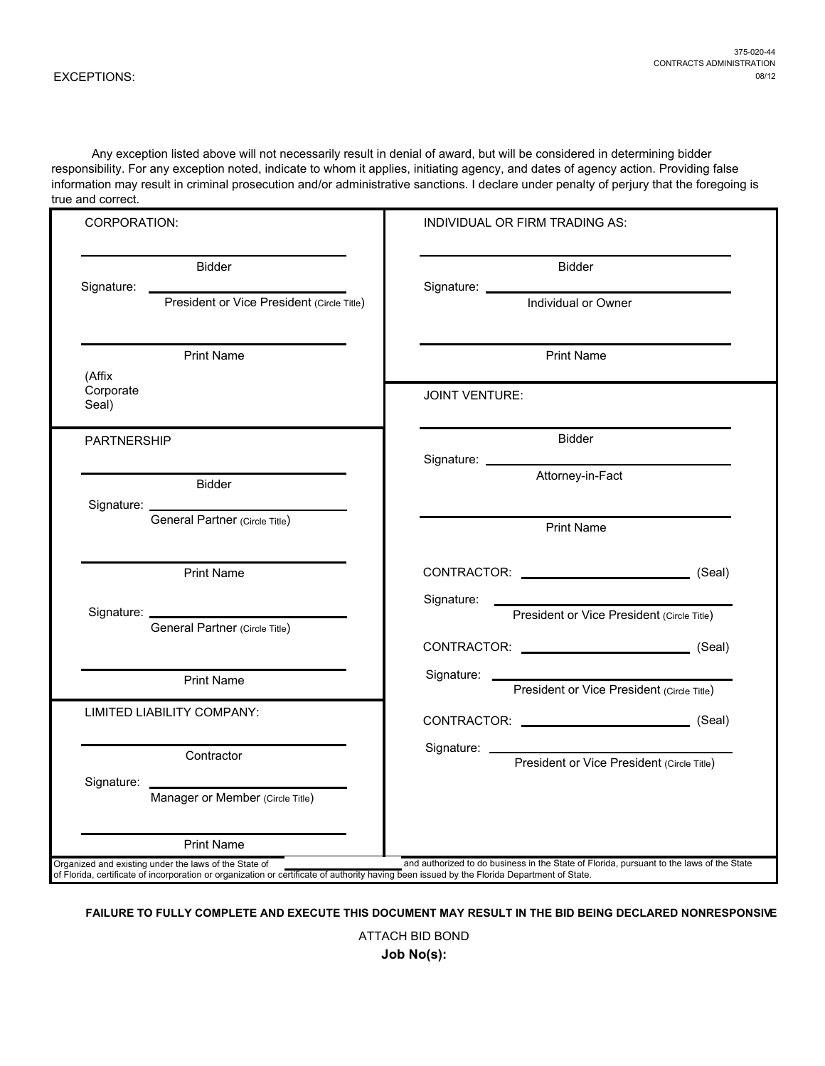375-020-44
CONTRACTS ADMINISTRATION
08/12

EXCEPTIONS:

Any exception listed above will not necessarily result in denial of award, but will be considered in determining bidder responsibility. For any exception noted, indicate to whom it applies, initiating agency, and dates of agency action. Providing false information may result in criminal prosecution and/or administrative sanctions. I declare under penalty of perjury that the foregoing is true and correct.

| | |
|---|---|
| CORPORATION:<br><br>_______________________<br>Bidder<br><br>Signature: _______________________<br>President or Vice President (Circle Title)<br><br>_______________________<br>Print Name<br><br>(Affix Corporate Seal) | INDIVIDUAL OR FIRM TRADING AS:<br><br>_______________________<br>Bidder<br><br>Signature: _______________________<br>Individual or Owner<br><br>_______________________<br>Print Name |
| PARTNERSHIP<br><br>_______________________<br>Bidder<br><br>Signature: _______________________<br>General Partner (Circle Title)<br><br>_______________________<br>Print Name<br><br>Signature: _______________________<br>General Partner (Circle Title)<br><br>_______________________<br>Print Name | JOINT VENTURE:<br><br>_______________________<br>Bidder<br><br>Signature: _______________________<br>Attorney-in-Fact<br><br>_______________________<br>Print Name<br><br>CONTRACTOR: _______________ (Seal)<br>Signature: _______________________<br>President or Vice President (Circle Title)<br><br>CONTRACTOR: _______________ (Seal)<br>Signature: _______________________<br>President or Vice President (Circle Title)<br><br>CONTRACTOR: _______________ (Seal)<br>Signature: _______________________<br>President or Vice President (Circle Title) |
| LIMITED LIABILITY COMPANY:<br><br>_______________________<br>Contractor<br><br>Signature: _______________________<br>Manager or Member (Circle Title)<br><br>_______________________<br>Print Name | |

Organized and existing under the laws of the State of _______________ and authorized to do business in the State of Florida, pursuant to the laws of the State of Florida, certificate of incorporation or organization or certificate of authority having been issued by the Florida Department of State.

**FAILURE TO FULLY COMPLETE AND EXECUTE THIS DOCUMENT MAY RESULT IN THE BID BEING DECLARED NONRESPONSIVE**

ATTACH BID BOND

**Job No(s):**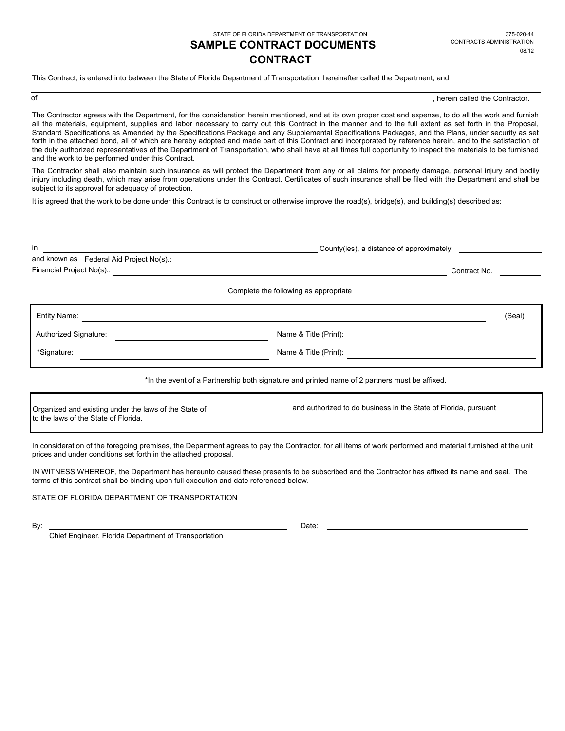STATE OF FLORIDA DEPARTMENT OF TRANSPORTATION

375-020-44
CONTRACTS ADMINISTRATION
08/12

# SAMPLE CONTRACT DOCUMENTS
## CONTRACT

This Contract, is entered into between the State of Florida Department of Transportation, hereinafter called the Department, and

\_\_\_\_\_\_\_\_\_\_\_\_\_\_\_\_\_\_\_\_\_\_\_\_\_\_\_\_\_\_\_\_\_\_\_\_\_\_\_\_\_\_\_\_\_\_\_\_\_\_\_\_\_\_\_\_\_\_\_\_

of \_\_\_\_\_\_\_\_\_\_\_\_\_\_\_\_\_\_\_\_\_\_\_\_\_\_\_\_\_\_\_\_\_\_\_\_\_\_\_\_\_\_\_\_\_\_\_\_\_\_\_\_\_\_\_\_, herein called the Contractor.

The Contractor agrees with the Department, for the consideration herein mentioned, and at its own proper cost and expense, to do all the work and furnish all the materials, equipment, supplies and labor necessary to carry out this Contract in the manner and to the full extent as set forth in the Proposal, Standard Specifications as Amended by the Specifications Package and any Supplemental Specifications Packages, and the Plans, under security as set forth in the attached bond, all of which are hereby adopted and made part of this Contract and incorporated by reference herein, and to the satisfaction of the duly authorized representatives of the Department of Transportation, who shall have at all times full opportunity to inspect the materials to be furnished and the work to be performed under this Contract.

The Contractor shall also maintain such insurance as will protect the Department from any or all claims for property damage, personal injury and bodily injury including death, which may arise from operations under this Contract. Certificates of such insurance shall be filed with the Department and shall be subject to its approval for adequacy of protection.

It is agreed that the work to be done under this Contract is to construct or otherwise improve the road(s), bridge(s), and building(s) described as:

\_\_\_\_\_\_\_\_\_\_\_\_\_\_\_\_\_\_\_\_\_\_\_\_\_\_\_\_\_\_\_\_\_\_\_\_\_\_\_\_\_\_\_\_\_\_\_\_\_\_\_\_\_\_\_\_\_\_\_\_

\_\_\_\_\_\_\_\_\_\_\_\_\_\_\_\_\_\_\_\_\_\_\_\_\_\_\_\_\_\_\_\_\_\_\_\_\_\_\_\_\_\_\_\_\_\_\_\_\_\_\_\_\_\_\_\_\_\_\_\_

\_\_\_\_\_\_\_\_\_\_\_\_\_\_\_\_\_\_\_\_\_\_\_\_\_\_\_\_\_\_\_\_\_\_\_\_\_\_\_\_\_\_\_\_\_\_\_\_\_\_\_\_\_\_\_\_\_\_\_\_

in \_\_\_\_\_\_\_\_\_\_\_\_\_\_\_\_\_\_\_\_\_\_\_\_\_\_\_\_\_\_\_\_ County(ies), a distance of approximately \_\_\_\_\_\_\_\_\_\_\_\_

and known as Federal Aid Project No(s).: \_\_\_\_\_\_\_\_\_\_\_\_\_\_\_\_\_\_\_\_\_\_\_\_\_\_\_\_\_\_\_\_

Financial Project No(s).: \_\_\_\_\_\_\_\_\_\_\_\_\_\_\_\_\_\_\_\_\_\_\_\_\_\_\_\_\_\_\_\_ Contract No. \_\_\_\_\_\_\_\_

Complete the following as appropriate

Entity Name: \_\_\_\_\_\_\_\_\_\_\_\_\_\_\_\_\_\_\_\_\_\_\_\_\_\_\_\_\_\_\_\_\_\_\_\_\_\_\_\_\_\_\_\_ (Seal)

Authorized Signature: \_\_\_\_\_\_\_\_\_\_\_\_\_\_\_\_\_\_\_\_\_\_ Name & Title (Print): \_\_\_\_\_\_\_\_\_\_\_\_\_\_\_\_\_\_\_\_\_\_

*Signature: \_\_\_\_\_\_\_\_\_\_\_\_\_\_\_\_\_\_\_\_\_\_ Name & Title (Print): \_\_\_\_\_\_\_\_\_\_\_\_\_\_\_\_\_\_\_\_\_\_

*In the event of a Partnership both signature and printed name of 2 partners must be affixed.

Organized and existing under the laws of the State of \_\_\_\_\_\_\_\_\_\_\_\_ and authorized to do business in the State of Florida, pursuant to the laws of the State of Florida.

In consideration of the foregoing premises, the Department agrees to pay the Contractor, for all items of work performed and material furnished at the unit prices and under conditions set forth in the attached proposal.

IN WITNESS WHEREOF, the Department has hereunto caused these presents to be subscribed and the Contractor has affixed its name and seal. The terms of this contract shall be binding upon full execution and date referenced below.

STATE OF FLORIDA DEPARTMENT OF TRANSPORTATION

By: \_\_\_\_\_\_\_\_\_\_\_\_\_\_\_\_\_\_\_\_\_\_\_\_\_\_\_\_\_\_\_\_ Date: \_\_\_\_\_\_\_\_\_\_\_\_\_\_\_\_\_\_\_\_\_\_\_\_\_\_\_\_\_\_\_\_

Chief Engineer, Florida Department of Transportation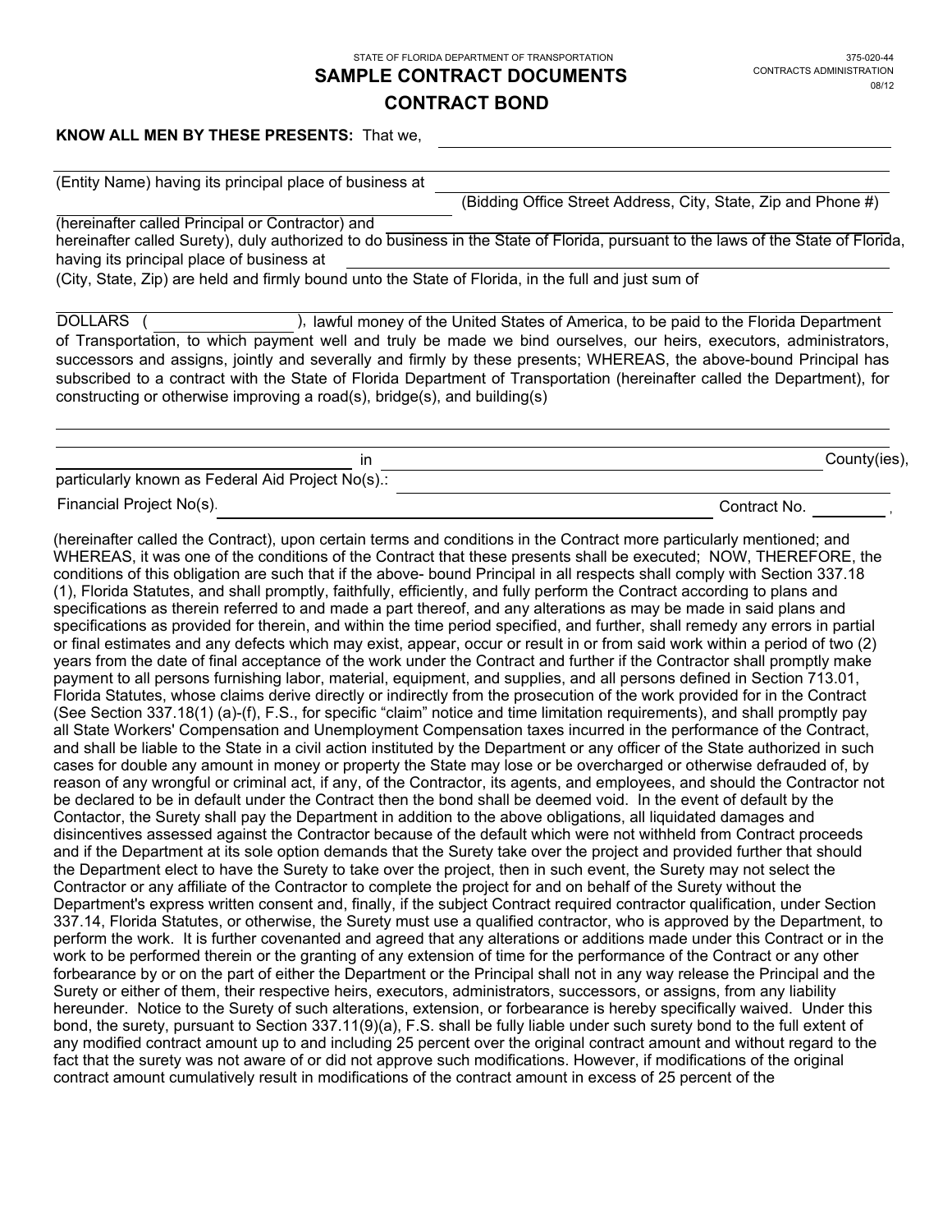STATE OF FLORIDA DEPARTMENT OF TRANSPORTATION

375-020-44
CONTRACTS ADMINISTRATION
08/12

# SAMPLE CONTRACT DOCUMENTS

## CONTRACT BOND

**KNOW ALL MEN BY THESE PRESENTS:** That we, ______________________________

______________________________

(Entity Name) having its principal place of business at ______________________________

(Bidding Office Street Address, City, State, Zip and Phone #)

(hereinafter called Principal or Contractor) and ______________________________

hereinafter called Surety), duly authorized to do business in the State of Florida, pursuant to the laws of the State of Florida, having its principal place of business at ______________________________

(City, State, Zip) are held and firmly bound unto the State of Florida, in the full and just sum of

______________________________ DOLLARS ( ______________ ), lawful money of the United States of America, to be paid to the Florida Department of Transportation, to which payment well and truly be made we bind ourselves, our heirs, executors, administrators, successors and assigns, jointly and severally and firmly by these presents; WHEREAS, the above-bound Principal has subscribed to a contract with the State of Florida Department of Transportation (hereinafter called the Department), for constructing or otherwise improving a road(s), bridge(s), and building(s)

______________________________

______________________________ in ______________________________ County(ies),

particularly known as Federal Aid Project No(s).: ______________________________

Financial Project No(s). ______________________________ Contract No. __________ ,

(hereinafter called the Contract), upon certain terms and conditions in the Contract more particularly mentioned; and WHEREAS, it was one of the conditions of the Contract that these presents shall be executed; NOW, THEREFORE, the conditions of this obligation are such that if the above- bound Principal in all respects shall comply with Section 337.18 (1), Florida Statutes, and shall promptly, faithfully, efficiently, and fully perform the Contract according to plans and specifications as therein referred to and made a part thereof, and any alterations as may be made in said plans and specifications as provided for therein, and within the time period specified, and further, shall remedy any errors in partial or final estimates and any defects which may exist, appear, occur or result in or from said work within a period of two (2) years from the date of final acceptance of the work under the Contract and further if the Contractor shall promptly make payment to all persons furnishing labor, material, equipment, and supplies, and all persons defined in Section 713.01, Florida Statutes, whose claims derive directly or indirectly from the prosecution of the work provided for in the Contract (See Section 337.18(1) (a)-(f), F.S., for specific "claim" notice and time limitation requirements), and shall promptly pay all State Workers' Compensation and Unemployment Compensation taxes incurred in the performance of the Contract, and shall be liable to the State in a civil action instituted by the Department or any officer of the State authorized in such cases for double any amount in money or property the State may lose or be overcharged or otherwise defrauded of, by reason of any wrongful or criminal act, if any, of the Contractor, its agents, and employees, and should the Contractor not be declared to be in default under the Contract then the bond shall be deemed void. In the event of default by the Contactor, the Surety shall pay the Department in addition to the above obligations, all liquidated damages and disincentives assessed against the Contractor because of the default which were not withheld from Contract proceeds and if the Department at its sole option demands that the Surety take over the project and provided further that should the Department elect to have the Surety to take over the project, then in such event, the Surety may not select the Contractor or any affiliate of the Contractor to complete the project for and on behalf of the Surety without the Department's express written consent and, finally, if the subject Contract required contractor qualification, under Section 337.14, Florida Statutes, or otherwise, the Surety must use a qualified contractor, who is approved by the Department, to perform the work. It is further covenanted and agreed that any alterations or additions made under this Contract or in the work to be performed therein or the granting of any extension of time for the performance of the Contract or any other forbearance by or on the part of either the Department or the Principal shall not in any way release the Principal and the Surety or either of them, their respective heirs, executors, administrators, successors, or assigns, from any liability hereunder. Notice to the Surety of such alterations, extension, or forbearance is hereby specifically waived. Under this bond, the surety, pursuant to Section 337.11(9)(a), F.S. shall be fully liable under such surety bond to the full extent of any modified contract amount up to and including 25 percent over the original contract amount and without regard to the fact that the surety was not aware of or did not approve such modifications. However, if modifications of the original contract amount cumulatively result in modifications of the contract amount in excess of 25 percent of the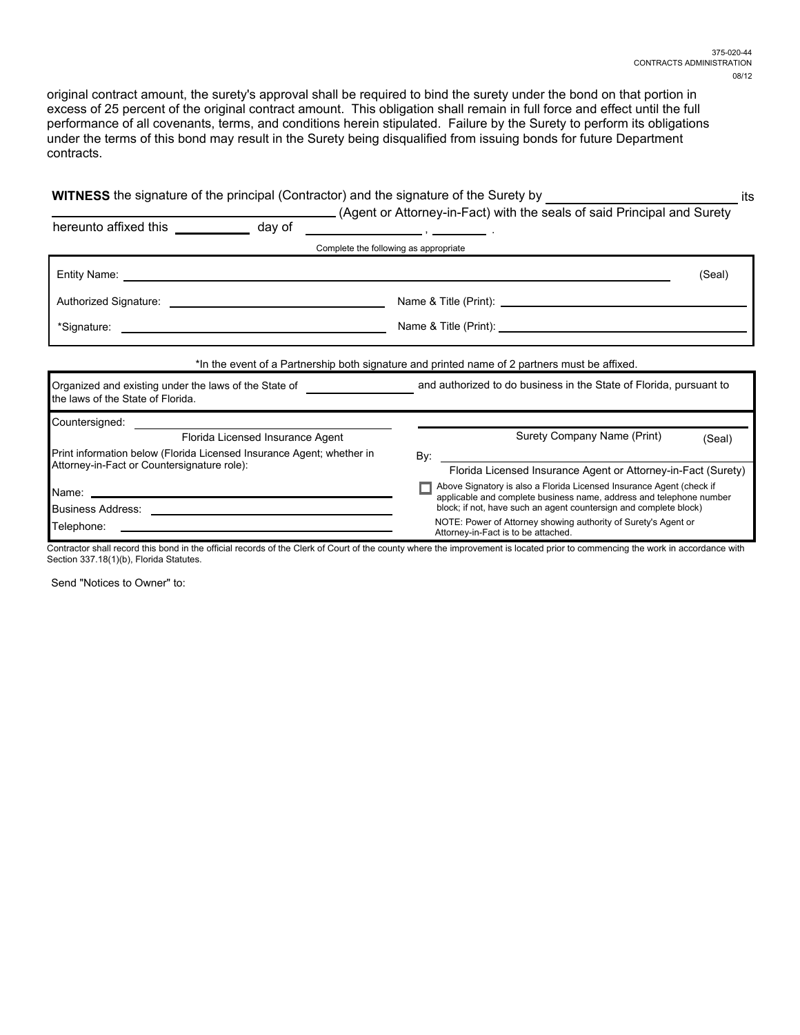original contract amount, the surety's approval shall be required to bind the surety under the bond on that portion in excess of 25 percent of the original contract amount. This obligation shall remain in full force and effect until the full performance of all covenants, terms, and conditions herein stipulated. Failure by the Surety to perform its obligations under the terms of this bond may result in the Surety being disqualified from issuing bonds for future Department contracts.

**WITNESS** the signature of the principal (Contractor) and the signature of the Surety by ______________________ its ______________________ (Agent or Attorney-in-Fact) with the seals of said Principal and Surety hereunto affixed this __________ day of ______________ , ________ .

Complete the following as appropriate

| | |
|---|---|
| Entity Name: ______________________________________ | (Seal) |
| Authorized Signature: ______________________ | Name & Title (Print): ______________________ |
| *Signature: ______________________ | Name & Title (Print): ______________________ |

*In the event of a Partnership both signature and printed name of 2 partners must be affixed.

Organized and existing under the laws of the State of ______________ and authorized to do business in the State of Florida, pursuant to the laws of the State of Florida.

| | |
|---|---|
| Countersigned: ______________________<br>Florida Licensed Insurance Agent | ______________________<br>Surety Company Name (Print) (Seal) |
| Print information below (Florida Licensed Insurance Agent; whether in Attorney-in-Fact or Countersignature role): | By: ______________________<br>Florida Licensed Insurance Agent or Attorney-in-Fact (Surety) |
| Name: ______________________<br>Business Address: ______________________<br>Telephone: ______________________ | ☐ Above Signatory is also a Florida Licensed Insurance Agent (check if applicable and complete business name, address and telephone number block; if not, have such an agent countersign and complete block)<br>NOTE: Power of Attorney showing authority of Surety's Agent or Attorney-in-Fact is to be attached. |

Contractor shall record this bond in the official records of the Clerk of Court of the county where the improvement is located prior to commencing the work in accordance with Section 337.18(1)(b), Florida Statutes.

Send "Notices to Owner" to: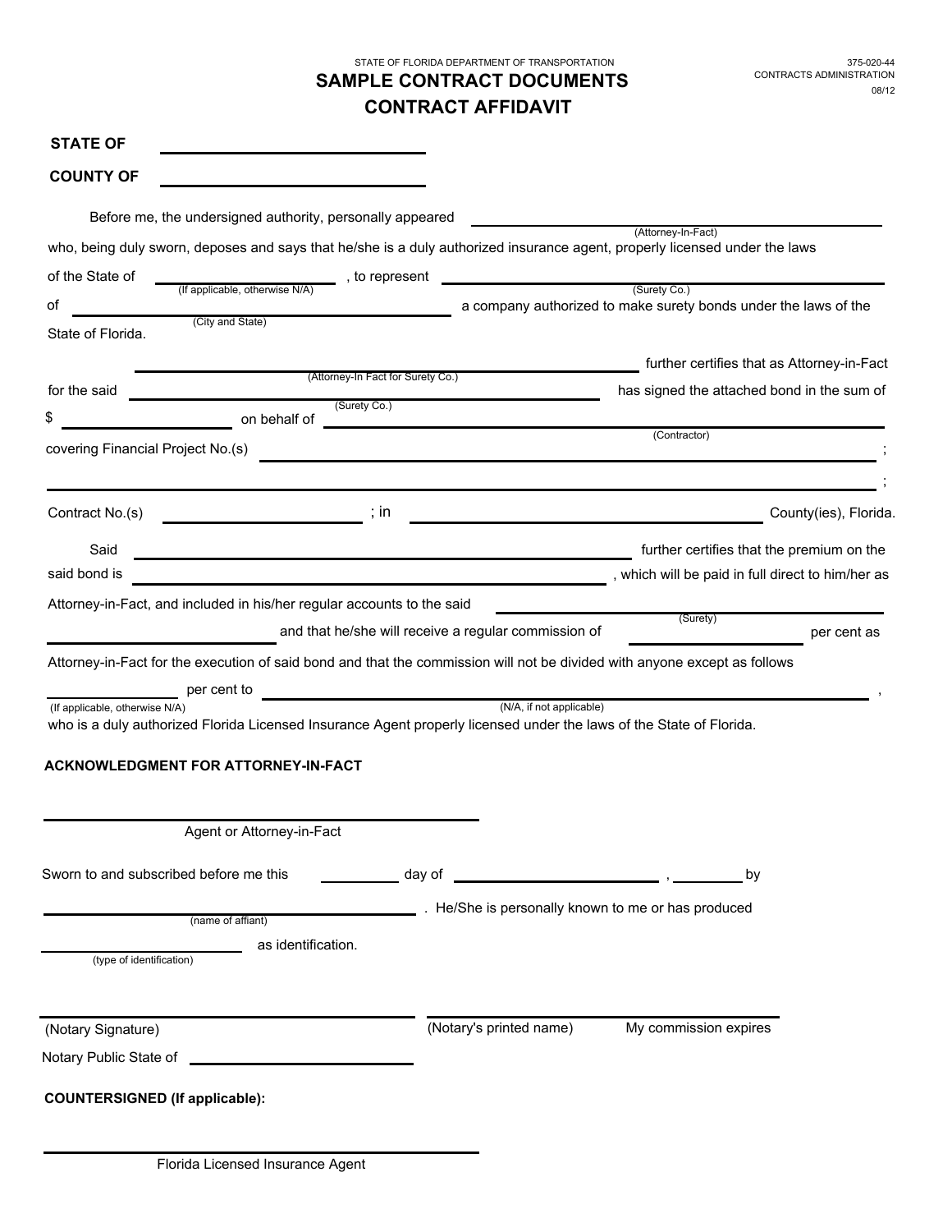STATE OF FLORIDA DEPARTMENT OF TRANSPORTATION

375-020-44
CONTRACTS ADMINISTRATION
08/12

# SAMPLE CONTRACT DOCUMENTS
# CONTRACT AFFIDAVIT

**STATE OF** ______________________________

**COUNTY OF** ______________________________

Before me, the undersigned authority, personally appeared ______________________________ (Attorney-In-Fact) who, being duly sworn, deposes and says that he/she is a duly authorized insurance agent, properly licensed under the laws of the State of ____________________ (If applicable, otherwise N/A), to represent ______________________________ (Surety Co.) of ______________________________ (City and State) a company authorized to make surety bonds under the laws of the State of Florida.

______________________________ (Attorney-In Fact for Surety Co.) further certifies that as Attorney-in-Fact for the said ______________________________ (Surety Co.) has signed the attached bond in the sum of $ ______________ on behalf of ______________________________ (Contractor) covering Financial Project No.(s) ______________________________;

______________________________;

Contract No.(s) ______________; in ______________________________ County(ies), Florida.

Said ______________________________ further certifies that the premium on the said bond is ______________________________, which will be paid in full direct to him/her as Attorney-in-Fact, and included in his/her regular accounts to the said ______________________________ (Surety) ______________________________ and that he/she will receive a regular commission of ______________ per cent as Attorney-in-Fact for the execution of said bond and that the commission will not be divided with anyone except as follows ______________ (If applicable, otherwise N/A) per cent to ______________________________ (N/A, if not applicable), who is a duly authorized Florida Licensed Insurance Agent properly licensed under the laws of the State of Florida.

**ACKNOWLEDGMENT FOR ATTORNEY-IN-FACT**

______________________________
Agent or Attorney-in-Fact

Sworn to and subscribed before me this ______ day of ______________, ______ by ______________________________ (name of affiant). He/She is personally known to me or has produced ______________________ (type of identification) as identification.

______________________________
(Notary Signature)

______________________________
(Notary's printed name)

My commission expires

Notary Public State of ______________________

**COUNTERSIGNED (If applicable):**

______________________________
Florida Licensed Insurance Agent